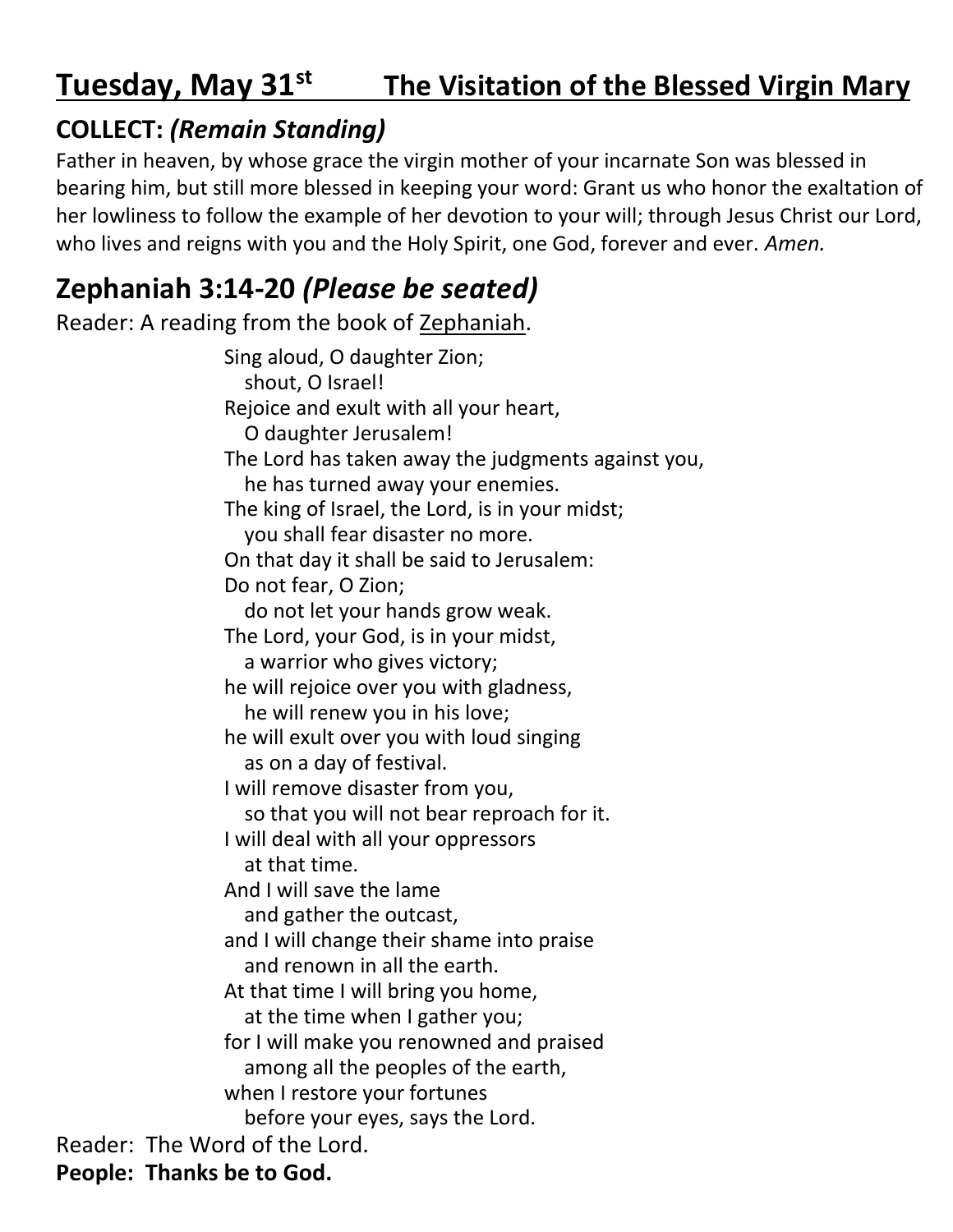## Tuesday, May 31st The Visitation of the Blessed Virgin Mary

### COLLECT: *(Remain Standing)*

Father in heaven, by whose grace the virgin mother of your incarnate Son was blessed in bearing him, but still more blessed in keeping your word: Grant us who honor the exaltation of her lowliness to follow the example of her devotion to your will; through Jesus Christ our Lord, who lives and reigns with you and the Holy Spirit, one God, forever and ever. *Amen.*

## Zephaniah 3:14-20 *(Please be seated)*

Reader: A reading from the book of Zephaniah.

Sing aloud, O daughter Zion;
 shout, O Israel!
Rejoice and exult with all your heart,
 O daughter Jerusalem!
The Lord has taken away the judgments against you,
 he has turned away your enemies.
The king of Israel, the Lord, is in your midst;
 you shall fear disaster no more.
On that day it shall be said to Jerusalem:
Do not fear, O Zion;
 do not let your hands grow weak.
The Lord, your God, is in your midst,
 a warrior who gives victory;
he will rejoice over you with gladness,
 he will renew you in his love;
he will exult over you with loud singing
 as on a day of festival.
I will remove disaster from you,
 so that you will not bear reproach for it.
I will deal with all your oppressors
 at that time.
And I will save the lame
 and gather the outcast,
and I will change their shame into praise
 and renown in all the earth.
At that time I will bring you home,
 at the time when I gather you;
for I will make you renowned and praised
 among all the peoples of the earth,
when I restore your fortunes
 before your eyes, says the Lord.

Reader: The Word of the Lord.
**People: Thanks be to God.**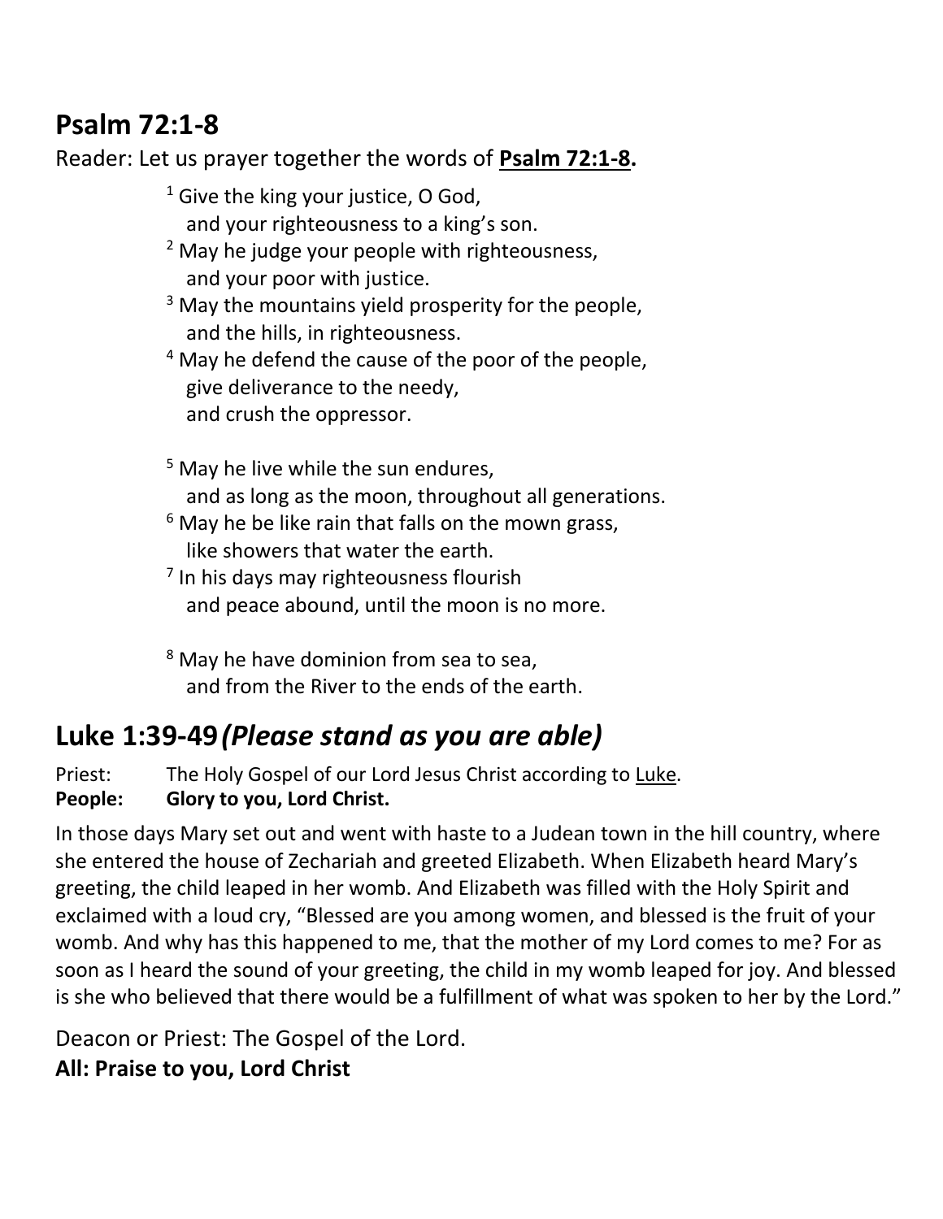## Psalm 72:1-8

Reader: Let us prayer together the words of **Psalm 72:1-8.**

[1] Give the king your justice, O God,
and your righteousness to a king's son.
[2] May he judge your people with righteousness,
and your poor with justice.
[3] May the mountains yield prosperity for the people,
and the hills, in righteousness.
[4] May he defend the cause of the poor of the people,
give deliverance to the needy,
and crush the oppressor.

[5] May he live while the sun endures,
and as long as the moon, throughout all generations.
[6] May he be like rain that falls on the mown grass,
like showers that water the earth.
[7] In his days may righteousness flourish
and peace abound, until the moon is no more.

[8] May he have dominion from sea to sea,
and from the River to the ends of the earth.

## Luke 1:39-49 *(Please stand as you are able)*

Priest: The Holy Gospel of our Lord Jesus Christ according to Luke.
**People: Glory to you, Lord Christ.**

In those days Mary set out and went with haste to a Judean town in the hill country, where she entered the house of Zechariah and greeted Elizabeth. When Elizabeth heard Mary's greeting, the child leaped in her womb. And Elizabeth was filled with the Holy Spirit and exclaimed with a loud cry, "Blessed are you among women, and blessed is the fruit of your womb. And why has this happened to me, that the mother of my Lord comes to me? For as soon as I heard the sound of your greeting, the child in my womb leaped for joy. And blessed is she who believed that there would be a fulfillment of what was spoken to her by the Lord."

Deacon or Priest: The Gospel of the Lord.
**All: Praise to you, Lord Christ**